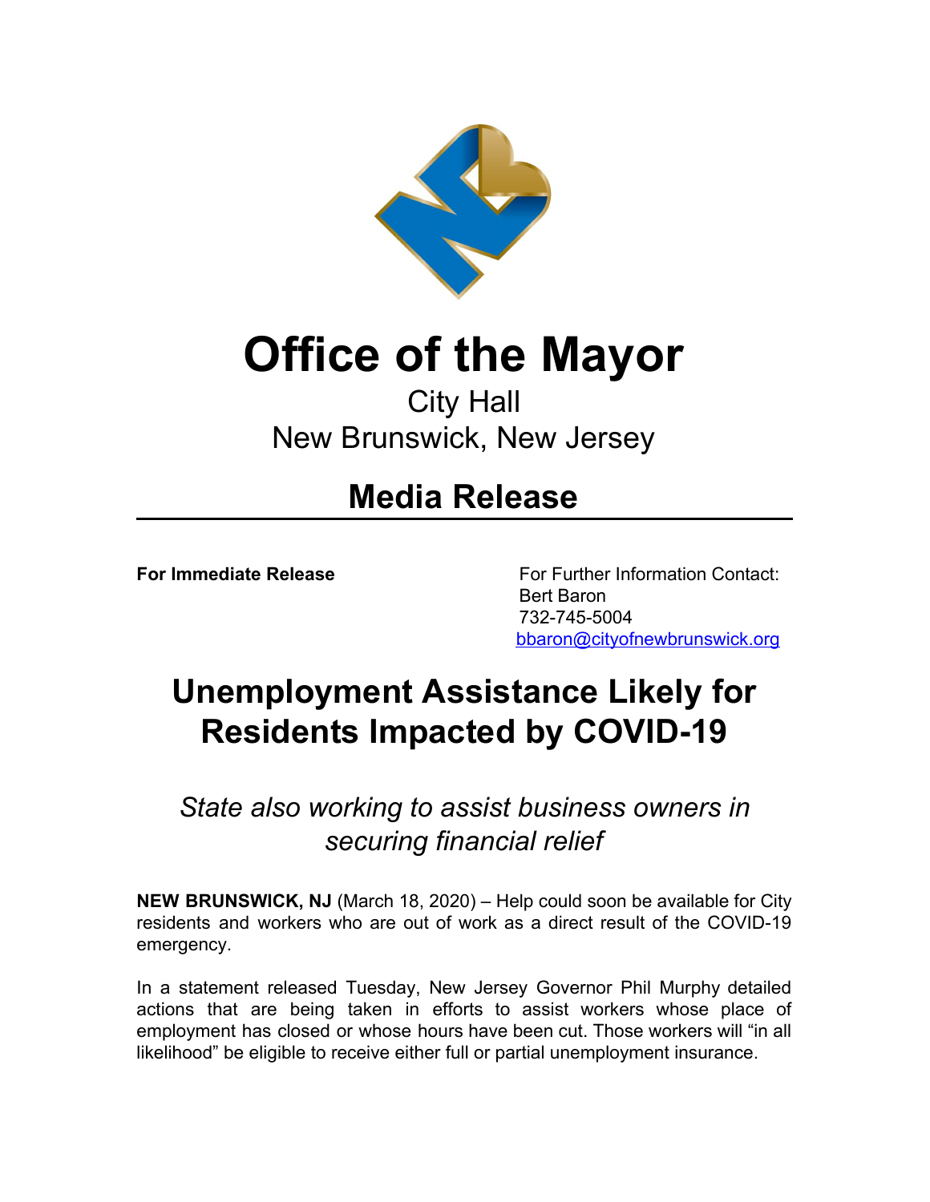# Office of the Mayor

City Hall
New Brunswick, New Jersey

## Media Release

---

**For Immediate Release**

For Further Information Contact:
Bert Baron
732-745-5004
bbaron@cityofnewbrunswick.org

# Unemployment Assistance Likely for Residents Impacted by COVID-19

*State also working to assist business owners in securing financial relief*

**NEW BRUNSWICK, NJ** (March 18, 2020) – Help could soon be available for City residents and workers who are out of work as a direct result of the COVID-19 emergency.

In a statement released Tuesday, New Jersey Governor Phil Murphy detailed actions that are being taken in efforts to assist workers whose place of employment has closed or whose hours have been cut. Those workers will "in all likelihood" be eligible to receive either full or partial unemployment insurance.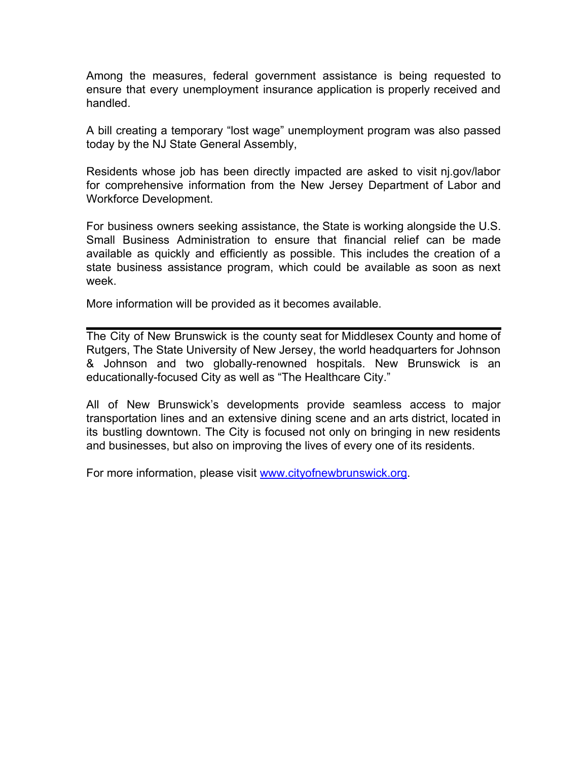Among the measures, federal government assistance is being requested to ensure that every unemployment insurance application is properly received and handled.

A bill creating a temporary "lost wage" unemployment program was also passed today by the NJ State General Assembly,

Residents whose job has been directly impacted are asked to visit nj.gov/labor for comprehensive information from the New Jersey Department of Labor and Workforce Development.

For business owners seeking assistance, the State is working alongside the U.S. Small Business Administration to ensure that financial relief can be made available as quickly and efficiently as possible. This includes the creation of a state business assistance program, which could be available as soon as next week.

More information will be provided as it becomes available.

---

The City of New Brunswick is the county seat for Middlesex County and home of Rutgers, The State University of New Jersey, the world headquarters for Johnson & Johnson and two globally-renowned hospitals. New Brunswick is an educationally-focused City as well as "The Healthcare City."

All of New Brunswick's developments provide seamless access to major transportation lines and an extensive dining scene and an arts district, located in its bustling downtown. The City is focused not only on bringing in new residents and businesses, but also on improving the lives of every one of its residents.

For more information, please visit [www.cityofnewbrunswick.org](http://www.cityofnewbrunswick.org).